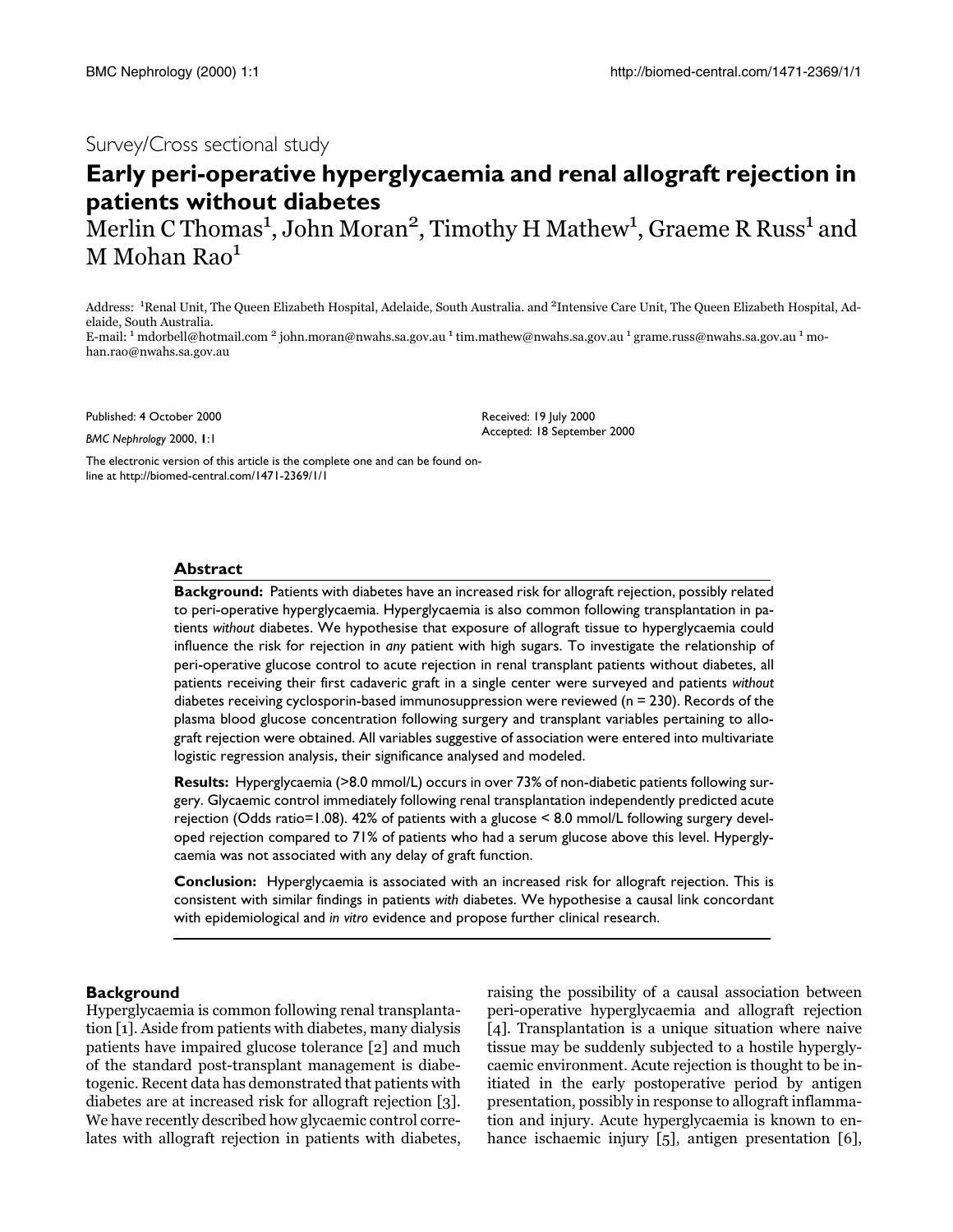Survey/Cross sectional study

# Early peri-operative hyperglycaemia and renal allograft rejection in patients without diabetes

Merlin C Thomas[1], John Moran[2], Timothy H Mathew[1], Graeme R Russ[1] and M Mohan Rao[1]

Address: [1]Renal Unit, The Queen Elizabeth Hospital, Adelaide, South Australia. and [2]Intensive Care Unit, The Queen Elizabeth Hospital, Adelaide, South Australia.

E-mail: [1] mdorbell@hotmail.com [2] john.moran@nwahs.sa.gov.au [1] tim.mathew@nwahs.sa.gov.au [1] grame.russ@nwahs.sa.gov.au [1] mohan.rao@nwahs.sa.gov.au

Published: 4 October 2000

*BMC Nephrology* 2000, **1**:1

Received: 19 July 2000

Accepted: 18 September 2000

The electronic version of this article is the complete one and can be found online at http://biomed-central.com/1471-2369/1/1

## Abstract

**Background:** Patients with diabetes have an increased risk for allograft rejection, possibly related to peri-operative hyperglycaemia. Hyperglycaemia is also common following transplantation in patients *without* diabetes. We hypothesise that exposure of allograft tissue to hyperglycaemia could influence the risk for rejection in *any* patient with high sugars. To investigate the relationship of peri-operative glucose control to acute rejection in renal transplant patients without diabetes, all patients receiving their first cadaveric graft in a single center were surveyed and patients *without* diabetes receiving cyclosporin-based immunosuppression were reviewed (n = 230). Records of the plasma blood glucose concentration following surgery and transplant variables pertaining to allograft rejection were obtained. All variables suggestive of association were entered into multivariate logistic regression analysis, their significance analysed and modeled.

**Results:** Hyperglycaemia (>8.0 mmol/L) occurs in over 73% of non-diabetic patients following surgery. Glycaemic control immediately following renal transplantation independently predicted acute rejection (Odds ratio=1.08). 42% of patients with a glucose < 8.0 mmol/L following surgery developed rejection compared to 71% of patients who had a serum glucose above this level. Hyperglycaemia was not associated with any delay of graft function.

**Conclusion:** Hyperglycaemia is associated with an increased risk for allograft rejection. This is consistent with similar findings in patients *with* diabetes. We hypothesise a causal link concordant with epidemiological and *in vitro* evidence and propose further clinical research.

## Background

Hyperglycaemia is common following renal transplantation [1]. Aside from patients with diabetes, many dialysis patients have impaired glucose tolerance [2] and much of the standard post-transplant management is diabetogenic. Recent data has demonstrated that patients with diabetes are at increased risk for allograft rejection [3]. We have recently described how glycaemic control correlates with allograft rejection in patients with diabetes, raising the possibility of a causal association between peri-operative hyperglycaemia and allograft rejection [4]. Transplantation is a unique situation where naive tissue may be suddenly subjected to a hostile hyperglycaemic environment. Acute rejection is thought to be initiated in the early postoperative period by antigen presentation, possibly in response to allograft inflammation and injury. Acute hyperglycaemia is known to enhance ischaemic injury [5], antigen presentation [6],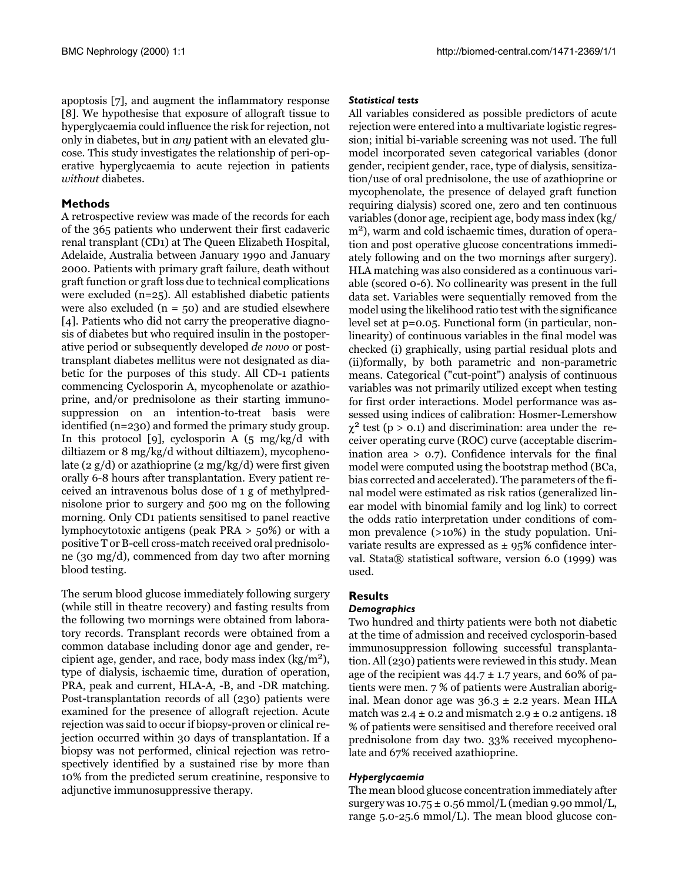apoptosis [7], and augment the inflammatory response [8]. We hypothesise that exposure of allograft tissue to hyperglycaemia could influence the risk for rejection, not only in diabetes, but in *any* patient with an elevated glucose. This study investigates the relationship of peri-operative hyperglycaemia to acute rejection in patients *without* diabetes.

## Methods

A retrospective review was made of the records for each of the 365 patients who underwent their first cadaveric renal transplant (CD1) at The Queen Elizabeth Hospital, Adelaide, Australia between January 1990 and January 2000. Patients with primary graft failure, death without graft function or graft loss due to technical complications were excluded (n=25). All established diabetic patients were also excluded (n = 50) and are studied elsewhere [4]. Patients who did not carry the preoperative diagnosis of diabetes but who required insulin in the postoperative period or subsequently developed *de novo* or post-transplant diabetes mellitus were not designated as diabetic for the purposes of this study. All CD-1 patients commencing Cyclosporin A, mycophenolate or azathioprine, and/or prednisolone as their starting immunosuppression on an intention-to-treat basis were identified (n=230) and formed the primary study group. In this protocol [9], cyclosporin A (5 mg/kg/d with diltiazem or 8 mg/kg/d without diltiazem), mycophenolate (2 g/d) or azathioprine (2 mg/kg/d) were first given orally 6-8 hours after transplantation. Every patient received an intravenous bolus dose of 1 g of methylprednisolone prior to surgery and 500 mg on the following morning. Only CD1 patients sensitised to panel reactive lymphocytotoxic antigens (peak PRA > 50%) or with a positive T or B-cell cross-match received oral prednisolone (30 mg/d), commenced from day two after morning blood testing.

The serum blood glucose immediately following surgery (while still in theatre recovery) and fasting results from the following two mornings were obtained from laboratory records. Transplant records were obtained from a common database including donor age and gender, recipient age, gender, and race, body mass index (kg/m$^2$), type of dialysis, ischaemic time, duration of operation, PRA, peak and current, HLA-A, -B, and -DR matching. Post-transplantation records of all (230) patients were examined for the presence of allograft rejection. Acute rejection was said to occur if biopsy-proven or clinical rejection occurred within 30 days of transplantation. If a biopsy was not performed, clinical rejection was retrospectively identified by a sustained rise by more than 10% from the predicted serum creatinine, responsive to adjunctive immunosuppressive therapy.

### *Statistical tests*

All variables considered as possible predictors of acute rejection were entered into a multivariate logistic regression; initial bi-variable screening was not used. The full model incorporated seven categorical variables (donor gender, recipient gender, race, type of dialysis, sensitization/use of oral prednisolone, the use of azathioprine or mycophenolate, the presence of delayed graft function requiring dialysis) scored one, zero and ten continuous variables (donor age, recipient age, body mass index (kg/m$^2$), warm and cold ischaemic times, duration of operation and post operative glucose concentrations immediately following and on the two mornings after surgery). HLA matching was also considered as a continuous variable (scored 0-6). No collinearity was present in the full data set. Variables were sequentially removed from the model using the likelihood ratio test with the significance level set at p=0.05. Functional form (in particular, non-linearity) of continuous variables in the final model was checked (i) graphically, using partial residual plots and (ii)formally, by both parametric and non-parametric means. Categorical ("cut-point") analysis of continuous variables was not primarily utilized except when testing for first order interactions. Model performance was assessed using indices of calibration: Hosmer-Lemershow $\chi^2$ test ($p > 0.1$) and discrimination: area under the receiver operating curve (ROC) curve (acceptable discrimination area > 0.7). Confidence intervals for the final model were computed using the bootstrap method (BCa, bias corrected and accelerated). The parameters of the final model were estimated as risk ratios (generalized linear model with binomial family and log link) to correct the odds ratio interpretation under conditions of common prevalence (>10%) in the study population. Univariate results are expressed as ± 95% confidence interval. Stata® statistical software, version 6.0 (1999) was used.

## Results

### *Demographics*

Two hundred and thirty patients were both not diabetic at the time of admission and received cyclosporin-based immunosuppression following successful transplantation. All (230) patients were reviewed in this study. Mean age of the recipient was 44.7 ± 1.7 years, and 60% of patients were men. 7 % of patients were Australian aboriginal. Mean donor age was 36.3 ± 2.2 years. Mean HLA match was 2.4 ± 0.2 and mismatch 2.9 ± 0.2 antigens. 18 % of patients were sensitised and therefore received oral prednisolone from day two. 33% received mycophenolate and 67% received azathioprine.

### *Hyperglycaemia*

The mean blood glucose concentration immediately after surgery was 10.75 ± 0.56 mmol/L (median 9.90 mmol/L, range 5.0-25.6 mmol/L). The mean blood glucose con-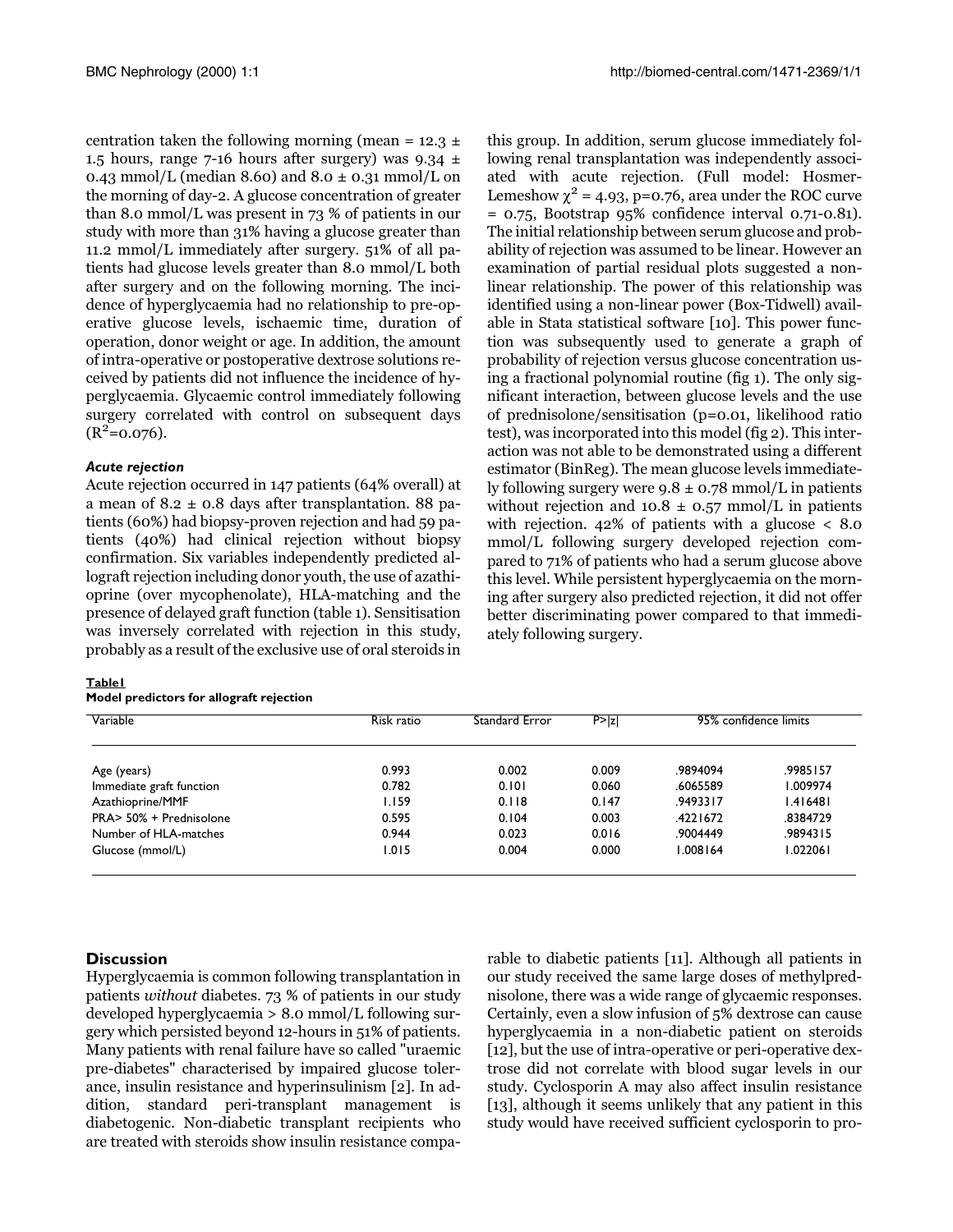centration taken the following morning (mean = 12.3 ± 1.5 hours, range 7-16 hours after surgery) was 9.34 ± 0.43 mmol/L (median 8.60) and 8.0 ± 0.31 mmol/L on the morning of day-2. A glucose concentration of greater than 8.0 mmol/L was present in 73 % of patients in our study with more than 31% having a glucose greater than 11.2 mmol/L immediately after surgery. 51% of all patients had glucose levels greater than 8.0 mmol/L both after surgery and on the following morning. The incidence of hyperglycaemia had no relationship to pre-operative glucose levels, ischaemic time, duration of operation, donor weight or age. In addition, the amount of intra-operative or postoperative dextrose solutions received by patients did not influence the incidence of hyperglycaemia. Glycaemic control immediately following surgery correlated with control on subsequent days ($R^2$=0.076).

### *Acute rejection*

Acute rejection occurred in 147 patients (64% overall) at a mean of 8.2 ± 0.8 days after transplantation. 88 patients (60%) had biopsy-proven rejection and had 59 patients (40%) had clinical rejection without biopsy confirmation. Six variables independently predicted allograft rejection including donor youth, the use of azathioprine (over mycophenolate), HLA-matching and the presence of delayed graft function (table 1). Sensitisation was inversely correlated with rejection in this study, probably as a result of the exclusive use of oral steroids in this group. In addition, serum glucose immediately following renal transplantation was independently associated with acute rejection. (Full model: Hosmer-Lemeshow $\chi^2$ = 4.93, p=0.76, area under the ROC curve = 0.75, Bootstrap 95% confidence interval 0.71-0.81). The initial relationship between serum glucose and probability of rejection was assumed to be linear. However an examination of partial residual plots suggested a non-linear relationship. The power of this relationship was identified using a non-linear power (Box-Tidwell) available in Stata statistical software [10]. This power function was subsequently used to generate a graph of probability of rejection versus glucose concentration using a fractional polynomial routine (fig 1). The only significant interaction, between glucose levels and the use of prednisolone/sensitisation (p=0.01, likelihood ratio test), was incorporated into this model (fig 2). This interaction was not able to be demonstrated using a different estimator (BinReg). The mean glucose levels immediately following surgery were 9.8 ± 0.78 mmol/L in patients without rejection and 10.8 ± 0.57 mmol/L in patients with rejection. 42% of patients with a glucose < 8.0 mmol/L following surgery developed rejection compared to 71% of patients who had a serum glucose above this level. While persistent hyperglycaemia on the morning after surgery also predicted rejection, it did not offer better discriminating power compared to that immediately following surgery.

**Table1**
**Model predictors for allograft rejection**

| Variable | Risk ratio | Standard Error | P>\|z\| | 95% confidence limits | |
|---|---|---|---|---|---|
| Age (years) | 0.993 | 0.002 | 0.009 | .9894094 | .9985157 |
| Immediate graft function | 0.782 | 0.101 | 0.060 | .6065589 | 1.009974 |
| Azathioprine/MMF | 1.159 | 0.118 | 0.147 | .9493317 | 1.416481 |
| PRA> 50% + Prednisolone | 0.595 | 0.104 | 0.003 | .4221672 | .8384729 |
| Number of HLA-matches | 0.944 | 0.023 | 0.016 | .9004449 | .9894315 |
| Glucose (mmol/L) | 1.015 | 0.004 | 0.000 | 1.008164 | 1.022061 |

## Discussion

Hyperglycaemia is common following transplantation in patients *without* diabetes. 73 % of patients in our study developed hyperglycaemia > 8.0 mmol/L following surgery which persisted beyond 12-hours in 51% of patients. Many patients with renal failure have so called "uraemic pre-diabetes" characterised by impaired glucose tolerance, insulin resistance and hyperinsulinism [2]. In addition, standard peri-transplant management is diabetogenic. Non-diabetic transplant recipients who are treated with steroids show insulin resistance comparable to diabetic patients [11]. Although all patients in our study received the same large doses of methylprednisolone, there was a wide range of glycaemic responses. Certainly, even a slow infusion of 5% dextrose can cause hyperglycaemia in a non-diabetic patient on steroids [12], but the use of intra-operative or peri-operative dextrose did not correlate with blood sugar levels in our study. Cyclosporin A may also affect insulin resistance [13], although it seems unlikely that any patient in this study would have received sufficient cyclosporin to pro-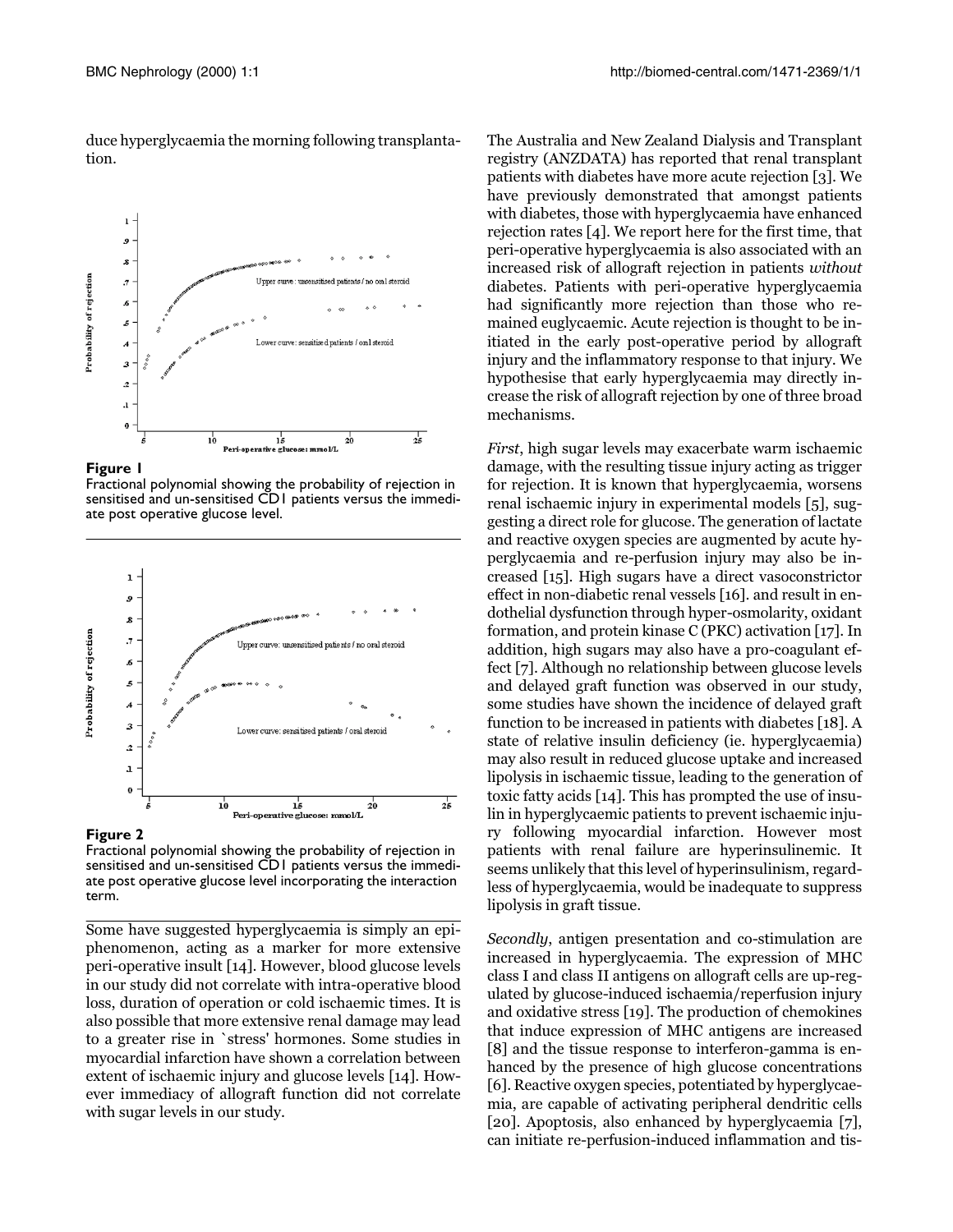duce hyperglycaemia the morning following transplantation.

**Figure 1**
Fractional polynomial showing the probability of rejection in sensitised and un-sensitised CD1 patients versus the immediate post operative glucose level.

**Figure 2**
Fractional polynomial showing the probability of rejection in sensitised and un-sensitised CD1 patients versus the immediate post operative glucose level incorporating the interaction term.

Some have suggested hyperglycaemia is simply an epiphenomenon, acting as a marker for more extensive peri-operative insult [14]. However, blood glucose levels in our study did not correlate with intra-operative blood loss, duration of operation or cold ischaemic times. It is also possible that more extensive renal damage may lead to a greater rise in `stress' hormones. Some studies in myocardial infarction have shown a correlation between extent of ischaemic injury and glucose levels [14]. However immediacy of allograft function did not correlate with sugar levels in our study.

The Australia and New Zealand Dialysis and Transplant registry (ANZDATA) has reported that renal transplant patients with diabetes have more acute rejection [3]. We have previously demonstrated that amongst patients with diabetes, those with hyperglycaemia have enhanced rejection rates [4]. We report here for the first time, that peri-operative hyperglycaemia is also associated with an increased risk of allograft rejection in patients *without* diabetes. Patients with peri-operative hyperglycaemia had significantly more rejection than those who remained euglycaemic. Acute rejection is thought to be initiated in the early post-operative period by allograft injury and the inflammatory response to that injury. We hypothesise that early hyperglycaemia may directly increase the risk of allograft rejection by one of three broad mechanisms.

*First*, high sugar levels may exacerbate warm ischaemic damage, with the resulting tissue injury acting as trigger for rejection. It is known that hyperglycaemia, worsens renal ischaemic injury in experimental models [5], suggesting a direct role for glucose. The generation of lactate and reactive oxygen species are augmented by acute hyperglycaemia and re-perfusion injury may also be increased [15]. High sugars have a direct vasoconstrictor effect in non-diabetic renal vessels [16]. and result in endothelial dysfunction through hyper-osmolarity, oxidant formation, and protein kinase C (PKC) activation [17]. In addition, high sugars may also have a pro-coagulant effect [7]. Although no relationship between glucose levels and delayed graft function was observed in our study, some studies have shown the incidence of delayed graft function to be increased in patients with diabetes [18]. A state of relative insulin deficiency (ie. hyperglycaemia) may also result in reduced glucose uptake and increased lipolysis in ischaemic tissue, leading to the generation of toxic fatty acids [14]. This has prompted the use of insulin in hyperglycaemic patients to prevent ischaemic injury following myocardial infarction. However most patients with renal failure are hyperinsulinemic. It seems unlikely that this level of hyperinsulinism, regardless of hyperglycaemia, would be inadequate to suppress lipolysis in graft tissue.

*Secondly*, antigen presentation and co-stimulation are increased in hyperglycaemia. The expression of MHC class I and class II antigens on allograft cells are up-regulated by glucose-induced ischaemia/reperfusion injury and oxidative stress [19]. The production of chemokines that induce expression of MHC antigens are increased [8] and the tissue response to interferon-gamma is enhanced by the presence of high glucose concentrations [6]. Reactive oxygen species, potentiated by hyperglycaemia, are capable of activating peripheral dendritic cells [20]. Apoptosis, also enhanced by hyperglycaemia [7], can initiate re-perfusion-induced inflammation and tis-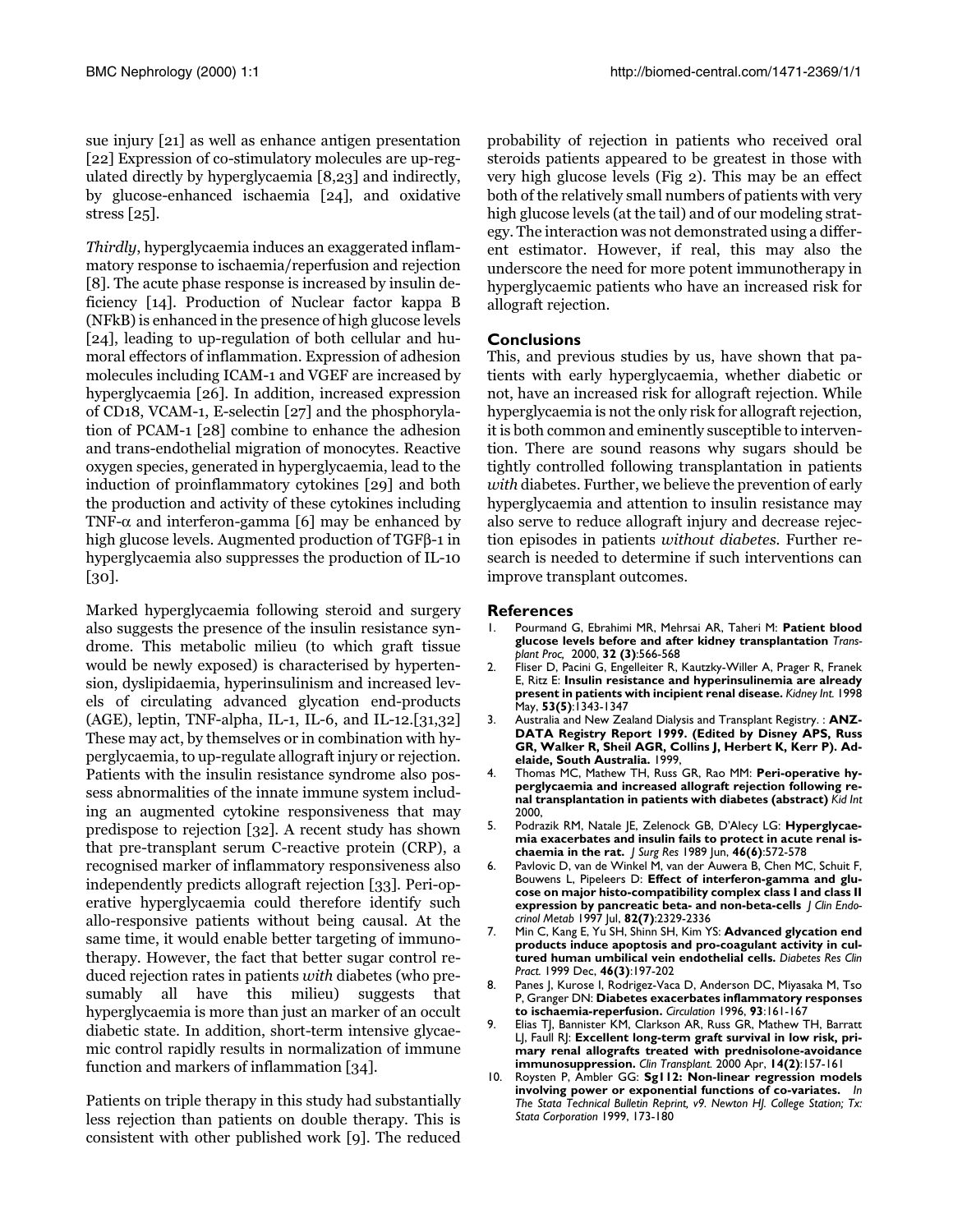sue injury [21] as well as enhance antigen presentation [22] Expression of co-stimulatory molecules are up-regulated directly by hyperglycaemia [8,23] and indirectly, by glucose-enhanced ischaemia [24], and oxidative stress [25].

*Thirdly*, hyperglycaemia induces an exaggerated inflammatory response to ischaemia/reperfusion and rejection [8]. The acute phase response is increased by insulin deficiency [14]. Production of Nuclear factor kappa B (NFkB) is enhanced in the presence of high glucose levels [24], leading to up-regulation of both cellular and humoral effectors of inflammation. Expression of adhesion molecules including ICAM-1 and VGEF are increased by hyperglycaemia [26]. In addition, increased expression of CD18, VCAM-1, E-selectin [27] and the phosphorylation of PCAM-1 [28] combine to enhance the adhesion and trans-endothelial migration of monocytes. Reactive oxygen species, generated in hyperglycaemia, lead to the induction of proinflammatory cytokines [29] and both the production and activity of these cytokines including TNF-$\alpha$ and interferon-gamma [6] may be enhanced by high glucose levels. Augmented production of TGF$\beta$-1 in hyperglycaemia also suppresses the production of IL-10 [30].

Marked hyperglycaemia following steroid and surgery also suggests the presence of the insulin resistance syndrome. This metabolic milieu (to which graft tissue would be newly exposed) is characterised by hypertension, dyslipidaemia, hyperinsulinism and increased levels of circulating advanced glycation end-products (AGE), leptin, TNF-alpha, IL-1, IL-6, and IL-12.[31,32] These may act, by themselves or in combination with hyperglycaemia, to up-regulate allograft injury or rejection. Patients with the insulin resistance syndrome also possess abnormalities of the innate immune system including an augmented cytokine responsiveness that may predispose to rejection [32]. A recent study has shown that pre-transplant serum C-reactive protein (CRP), a recognised marker of inflammatory responsiveness also independently predicts allograft rejection [33]. Peri-operative hyperglycaemia could therefore identify such allo-responsive patients without being causal. At the same time, it would enable better targeting of immunotherapy. However, the fact that better sugar control reduced rejection rates in patients *with* diabetes (who presumably all have this milieu) suggests that hyperglycaemia is more than just an marker of an occult diabetic state. In addition, short-term intensive glycaemic control rapidly results in normalization of immune function and markers of inflammation [34].

Patients on triple therapy in this study had substantially less rejection than patients on double therapy. This is consistent with other published work [9]. The reduced probability of rejection in patients who received oral steroids patients appeared to be greatest in those with very high glucose levels (Fig 2). This may be an effect both of the relatively small numbers of patients with very high glucose levels (at the tail) and of our modeling strategy. The interaction was not demonstrated using a different estimator. However, if real, this may also the underscore the need for more potent immunotherapy in hyperglycaemic patients who have an increased risk for allograft rejection.

## Conclusions

This, and previous studies by us, have shown that patients with early hyperglycaemia, whether diabetic or not, have an increased risk for allograft rejection. While hyperglycaemia is not the only risk for allograft rejection, it is both common and eminently susceptible to intervention. There are sound reasons why sugars should be tightly controlled following transplantation in patients *with* diabetes. Further, we believe the prevention of early hyperglycaemia and attention to insulin resistance may also serve to reduce allograft injury and decrease rejection episodes in patients *without diabetes*. Further research is needed to determine if such interventions can improve transplant outcomes.

## References

1. Pourmand G, Ebrahimi MR, Mehrsai AR, Taheri M: **Patient blood glucose levels before and after kidney transplantation** *Transplant Proc*, 2000, **32 (3)**:566-568
2. Fliser D, Pacini G, Engelleiter R, Kautzky-Willer A, Prager R, Franek E, Ritz E: **Insulin resistance and hyperinsulinemia are already present in patients with incipient renal disease.** *Kidney Int.* 1998 May, **53(5)**:1343-1347
3. Australia and New Zealand Dialysis and Transplant Registry. : **ANZ-DATA Registry Report 1999. (Edited by Disney APS, Russ GR, Walker R, Sheil AGR, Collins J, Herbert K, Kerr P). Adelaide, South Australia.** 1999,
4. Thomas MC, Mathew TH, Russ GR, Rao MM: **Peri-operative hyperglycaemia and increased allograft rejection following renal transplantation in patients with diabetes (abstract)** *Kid Int* 2000,
5. Podrazik RM, Natale JE, Zelenock GB, D'Alecy LG: **Hyperglycaemia exacerbates and insulin fails to protect in acute renal ischaemia in the rat.** *J Surg Res* 1989 Jun, **46(6)**:572-578
6. Pavlovic D, van de Winkel M, van der Auwera B, Chen MC, Schuit F, Bouwens L, Pipeleers D: **Effect of interferon-gamma and glucose on major histo-compatibility complex class I and class II expression by pancreatic beta- and non-beta-cells** *J Clin Endocrinol Metab* 1997 Jul, **82(7)**:2329-2336
7. Min C, Kang E, Yu SH, Shinn SH, Kim YS: **Advanced glycation end products induce apoptosis and pro-coagulant activity in cultured human umbilical vein endothelial cells.** *Diabetes Res Clin Pract.* 1999 Dec, **46(3)**:197-202
8. Panes J, Kurose I, Rodrigez-Vaca D, Anderson DC, Miyasaka M, Tso P, Granger DN: **Diabetes exacerbates inflammatory responses to ischaemia-reperfusion.** *Circulation* 1996, **93**:161-167
9. Elias TJ, Bannister KM, Clarkson AR, Russ GR, Mathew TH, Barratt LJ, Faull RJ: **Excellent long-term graft survival in low risk, primary renal allografts treated with prednisolone-avoidance immunosuppression.** *Clin Transplant.* 2000 Apr, **14(2)**:157-161
10. Roysten P, Ambler GG: **Sg112: Non-linear regression models involving power or exponential functions of co-variates.** *In The Stata Technical Bulletin Reprint, v9. Newton HJ. College Station; Tx: Stata Corporation* 1999, 173-180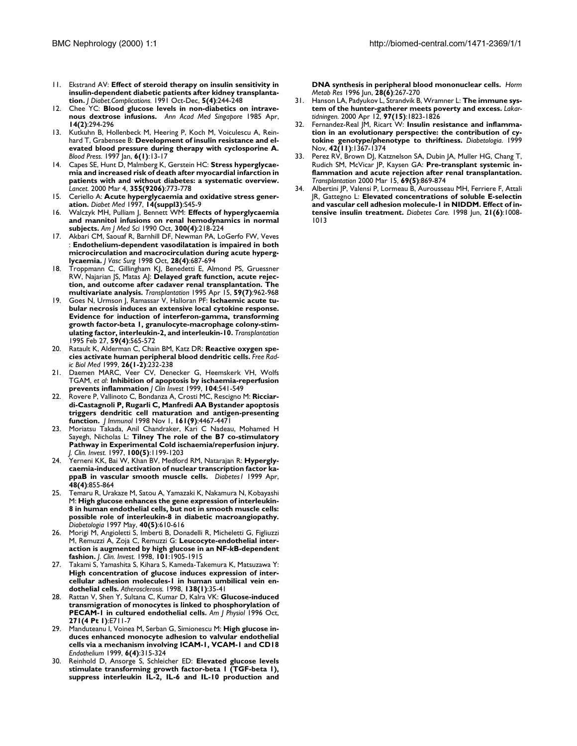11. Ekstrand AV: **Effect of steroid therapy on insulin sensitivity in insulin-dependent diabetic patients after kidney transplantation.** *J Diabet.Complications.* 1991 Oct-Dec, **5(4)**:244-248
12. Chee YC: **Blood glucose levels in non-diabetics on intravenous dextrose infusions.** *Ann Acad Med Singapore* 1985 Apr, **14(2)**:294-296
13. Kutkuhn B, Hollenbeck M, Heering P, Koch M, Voiculescu A, Reinhard T, Grabensee B: **Development of insulin resistance and elevated blood pressure during therapy with cyclosporine A.** *Blood Press.* 1997 Jan, **6(1)**:13-17
14. Capes SE, Hunt D, Malmberg K, Gerstein HC: **Stress hyperglycaemia and increased risk of death after myocardial infarction in patients with and without diabetes: a systematic overview.** *Lancet.* 2000 Mar 4, **355(9206)**:773-778
15. Ceriello A: **Acute hyperglycaemia and oxidative stress generation.** *Diabet Med* 1997, **14(suppl3)**:S45-9
16. Walczyk MH, Pulliam J, Bennett WM: **Effects of hyperglycaemia and mannitol infusions on renal hemodynamics in normal subjects.** *Am J Med Sci* 1990 Oct, **300(4)**:218-224
17. Akbari CM, Saouaf R, Barnhill DF, Newman PA, LoGerfo FW, Veves : **Endothelium-dependent vasodilatation is impaired in both microcirculation and macrocirculation during acute hyperglycaemia.** *J Vasc Surg* 1998 Oct, **28(4)**:687-694
18. Troppmann C, Gillingham KJ, Benedetti E, Almond PS, Gruessner RW, Najarian JS, Matas AJ: **Delayed graft function, acute rejection, and outcome after cadaver renal transplantation. The multivariate analysis.** *Transplantation* 1995 Apr 15, **59(7)**:962-968
19. Goes N, Urmson J, Ramassar V, Halloran PF: **Ischaemic acute tubular necrosis induces an extensive local cytokine response. Evidence for induction of interferon-gamma, transforming growth factor-beta 1, granulocyte-macrophage colony-stimulating factor, interleukin-2, and interleukin-10.** *Transplantation* 1995 Feb 27, **59(4)**:565-572
20. Ratault K, Alderman C, Chain BM, Katz DR: **Reactive oxygen species activate human peripheral blood dendritic cells.** *Free Radic Biol Med* 1999, **26(1-2)**:232-238
21. Daemen MARC, Veer CV, Denecker G, Heemskerk VH, Wolfs TGAM, *et al*: **Inhibition of apoptosis by ischaemia-reperfusion prevents inflammation** *J Clin Invest* 1999, **104**:541-549
22. Rovere P, Vallinoto C, Bondanza A, Crosti MC, Rescigno M: **Ricciardi-Castagnoli P, Rugarli C, Manfredi AA Bystander apoptosis triggers dendritic cell maturation and antigen-presenting function.** *J Immunol* 1998 Nov 1, **161(9)**:4467-4471
23. Moriatsu Takada, Anil Chandraker, Kari C Nadeau, Mohamed H Sayegh, Nicholas L: **Tilney The role of the B7 co-stimulatory Pathway in Experimental Cold ischaemia/reperfusion injury.** *J. Clin. Invest.* 1997, **100(5)**:1199-1203
24. Yerneni KK, Bai W, Khan BV, Medford RM, Natarajan R: **Hyperglycaemia-induced activation of nuclear transcription factor kappaB in vascular smooth muscle cells.** *Diabetes1* 1999 Apr, **48(4)**:855-864
25. Temaru R, Urakaze M, Satou A, Yamazaki K, Nakamura N, Kobayashi M: **High glucose enhances the gene expression of interleukin-8 in human endothelial cells, but not in smooth muscle cells: possible role of interleukin-8 in diabetic macroangiopathy.** *Diabetologia* 1997 May, **40(5)**:610-616
26. Morigi M, Angioletti S, Imberti B, Donadelli R, Micheletti G, Figliuzzi M, Remuzzi A, Zoja C, Remuzzi G: **Leucocyte-endothelial interaction is augmented by high glucose in an NF-kB-dependent fashion.** *J. Clin. Invest.* 1998, **101**:1905-1915
27. Takami S, Yamashita S, Kihara S, Kameda-Takemura K, Matsuzawa Y: **High concentration of glucose induces expression of intercellular adhesion molecules-1 in human umbilical vein endothelial cells.** *Atherosclerosis.* 1998, **138(1)**:35-41
28. Rattan V, Shen Y, Sultana C, Kumar D, Kalra VK: **Glucose-induced transmigration of monocytes is linked to phosphorylation of PECAM-1 in cultured endothelial cells.** *Am J Physiol* 1996 Oct, **271(4 Pt 1)**:E711-7
29. Manduteanu I, Voinea M, Serban G, Simionescu M: **High glucose induces enhanced monocyte adhesion to valvular endothelial cells via a mechanism involving ICAM-1, VCAM-1 and CD18** *Endothelium* 1999, **6(4)**:315-324
30. Reinhold D, Ansorge S, Schleicher ED: **Elevated glucose levels stimulate transforming growth factor-beta 1 (TGF-beta 1), suppress interleukin IL-2, IL-6 and IL-10 production and DNA synthesis in peripheral blood mononuclear cells.** *Horm Metab Res* 1996 Jun, **28(6)**:267-270
31. Hanson LA, Padyukov L, Strandvik B, Wramner L: **The immune system of the hunter-gatherer meets poverty and excess.** *Lakartidningen.* 2000 Apr 12, **97(15)**:1823-1826
32. Fernandez-Real JM, Ricart W: **Insulin resistance and inflammation in an evolutionary perspective: the contribution of cytokine genotype/phenotype to thriftiness.** *Diabetologia.* 1999 Nov, **42(11)**:1367-1374
33. Perez RV, Brown DJ, Katznelson SA, Dubin JA, Muller HG, Chang T, Rudich SM, McVicar JP, Kaysen GA: **Pre-transplant systemic inflammation and acute rejection after renal transplantation.** *Transplantation* 2000 Mar 15, **69(5)**:869-874
34. Albertini JP, Valensi P, Lormeau B, Aurousseau MH, Ferriere F, Attali JR, Gattegno L: **Elevated concentrations of soluble E-selectin and vascular cell adhesion molecule-1 in NIDDM. Effect of intensive insulin treatment.** *Diabetes Care.* 1998 Jun, **21(6)**:1008-1013